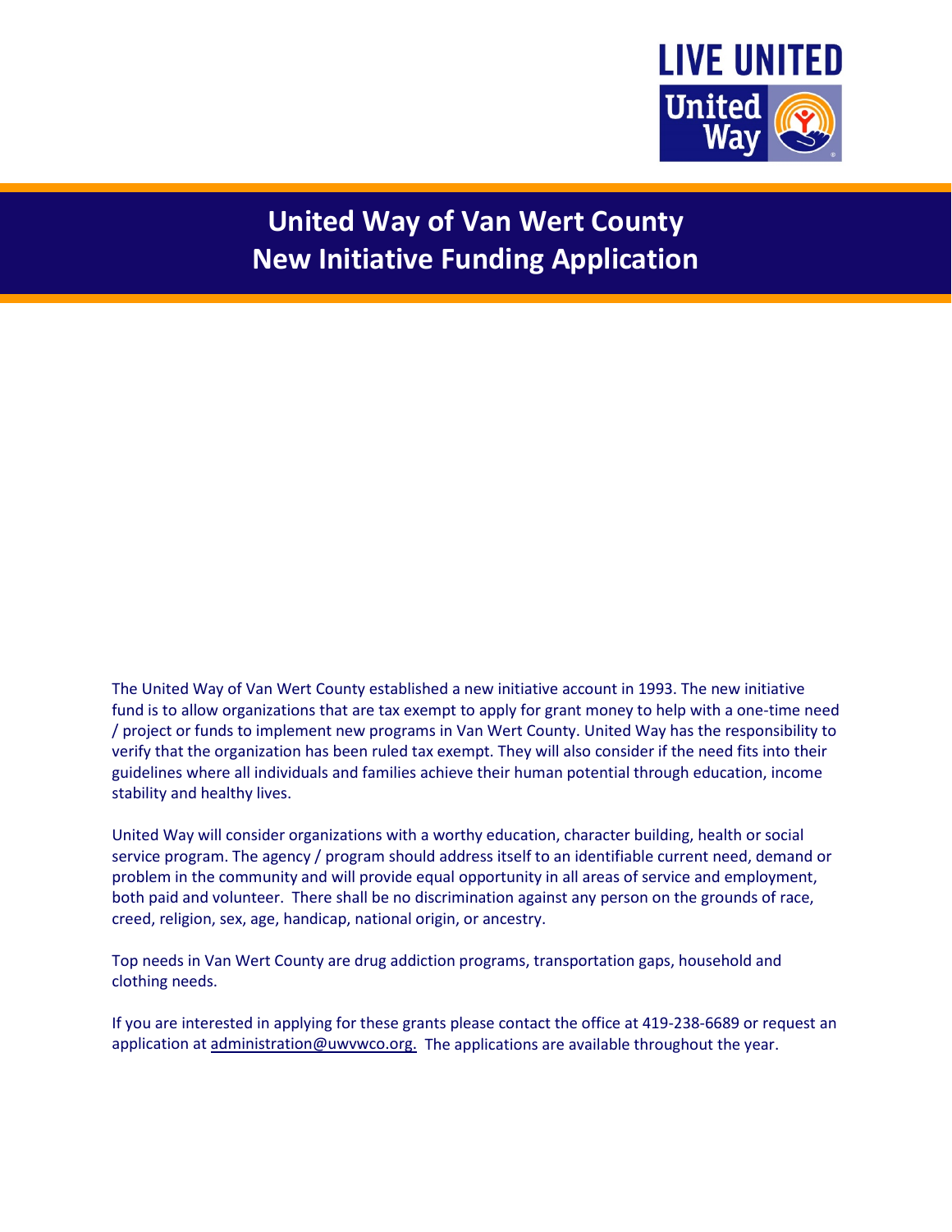LIVE UNITED

United Way

# United Way of Van Wert County
# New Initiative Funding Application

The United Way of Van Wert County established a new initiative account in 1993. The new initiative fund is to allow organizations that are tax exempt to apply for grant money to help with a one-time need / project or funds to implement new programs in Van Wert County. United Way has the responsibility to verify that the organization has been ruled tax exempt. They will also consider if the need fits into their guidelines where all individuals and families achieve their human potential through education, income stability and healthy lives.

United Way will consider organizations with a worthy education, character building, health or social service program. The agency / program should address itself to an identifiable current need, demand or problem in the community and will provide equal opportunity in all areas of service and employment, both paid and volunteer. There shall be no discrimination against any person on the grounds of race, creed, religion, sex, age, handicap, national origin, or ancestry.

Top needs in Van Wert County are drug addiction programs, transportation gaps, household and clothing needs.

If you are interested in applying for these grants please contact the office at 419-238-6689 or request an application at administration@uwvwco.org. The applications are available throughout the year.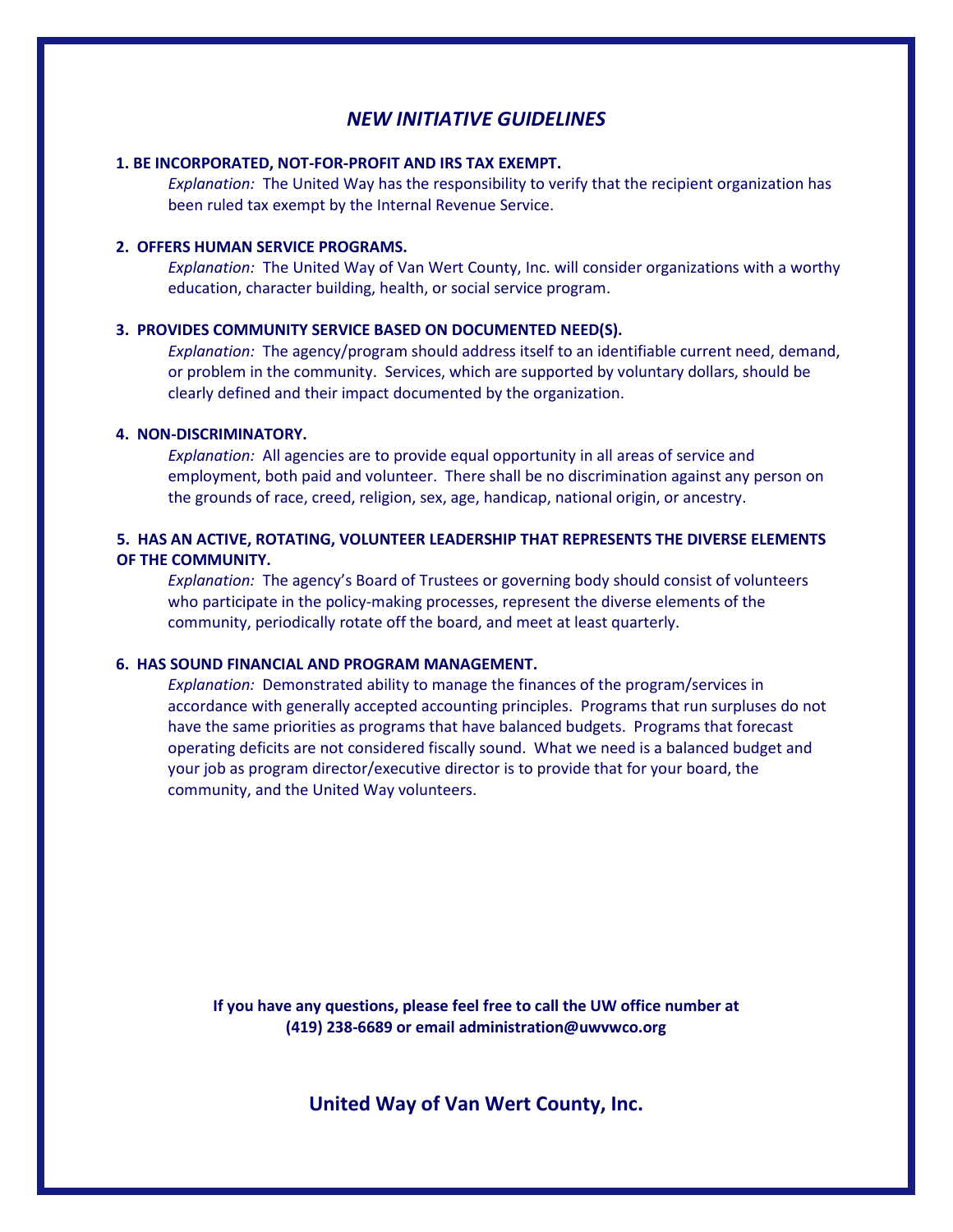# *NEW INITIATIVE GUIDELINES*

**1. BE INCORPORATED, NOT-FOR-PROFIT AND IRS TAX EXEMPT.**

*Explanation:* The United Way has the responsibility to verify that the recipient organization has been ruled tax exempt by the Internal Revenue Service.

**2. OFFERS HUMAN SERVICE PROGRAMS.**

*Explanation:* The United Way of Van Wert County, Inc. will consider organizations with a worthy education, character building, health, or social service program.

**3. PROVIDES COMMUNITY SERVICE BASED ON DOCUMENTED NEED(S).**

*Explanation:* The agency/program should address itself to an identifiable current need, demand, or problem in the community. Services, which are supported by voluntary dollars, should be clearly defined and their impact documented by the organization.

**4. NON-DISCRIMINATORY.**

*Explanation:* All agencies are to provide equal opportunity in all areas of service and employment, both paid and volunteer. There shall be no discrimination against any person on the grounds of race, creed, religion, sex, age, handicap, national origin, or ancestry.

**5. HAS AN ACTIVE, ROTATING, VOLUNTEER LEADERSHIP THAT REPRESENTS THE DIVERSE ELEMENTS OF THE COMMUNITY.**

*Explanation:* The agency's Board of Trustees or governing body should consist of volunteers who participate in the policy-making processes, represent the diverse elements of the community, periodically rotate off the board, and meet at least quarterly.

**6. HAS SOUND FINANCIAL AND PROGRAM MANAGEMENT.**

*Explanation:* Demonstrated ability to manage the finances of the program/services in accordance with generally accepted accounting principles. Programs that run surpluses do not have the same priorities as programs that have balanced budgets. Programs that forecast operating deficits are not considered fiscally sound. What we need is a balanced budget and your job as program director/executive director is to provide that for your board, the community, and the United Way volunteers.

**If you have any questions, please feel free to call the UW office number at (419) 238-6689 or email administration@uwvwco.org**

**United Way of Van Wert County, Inc.**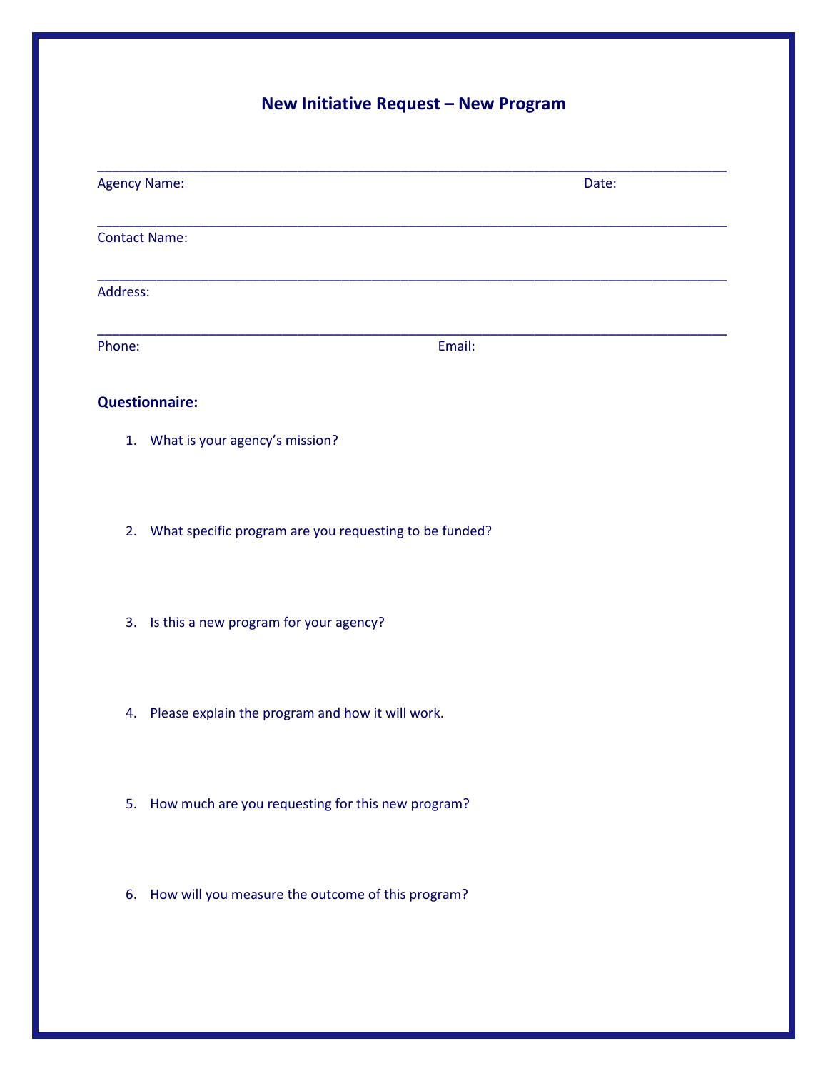# New Initiative Request – New Program

______________________________________________________________________________

Agency Name: Date:

______________________________________________________________________________

Contact Name:

______________________________________________________________________________

Address:

______________________________________________________________________________

Phone: Email:

**Questionnaire:**

1. What is your agency's mission?

2. What specific program are you requesting to be funded?

3. Is this a new program for your agency?

4. Please explain the program and how it will work.

5. How much are you requesting for this new program?

6. How will you measure the outcome of this program?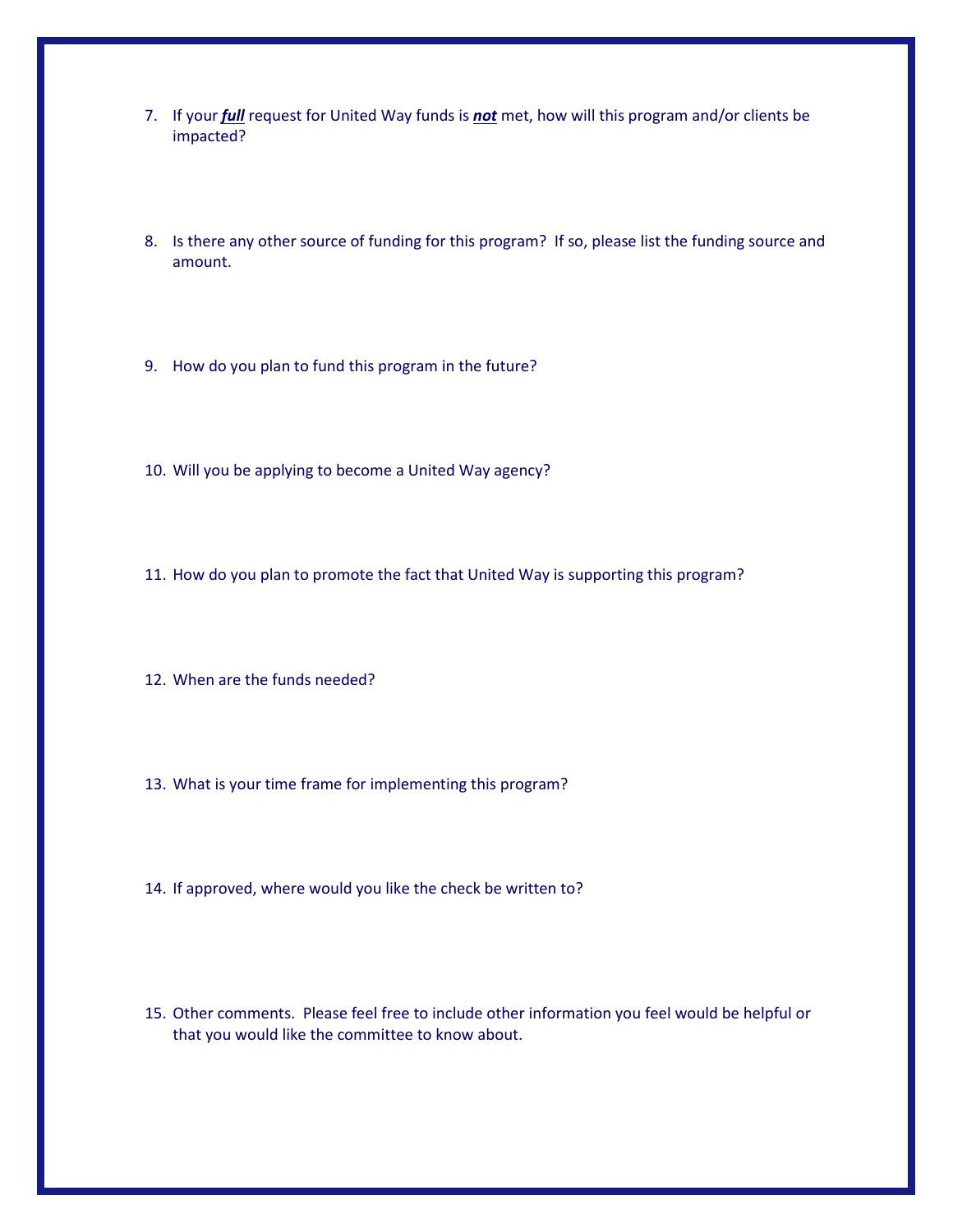7. If your ***full*** request for United Way funds is ***not*** met, how will this program and/or clients be impacted?

8. Is there any other source of funding for this program? If so, please list the funding source and amount.

9. How do you plan to fund this program in the future?

10. Will you be applying to become a United Way agency?

11. How do you plan to promote the fact that United Way is supporting this program?

12. When are the funds needed?

13. What is your time frame for implementing this program?

14. If approved, where would you like the check be written to?

15. Other comments. Please feel free to include other information you feel would be helpful or that you would like the committee to know about.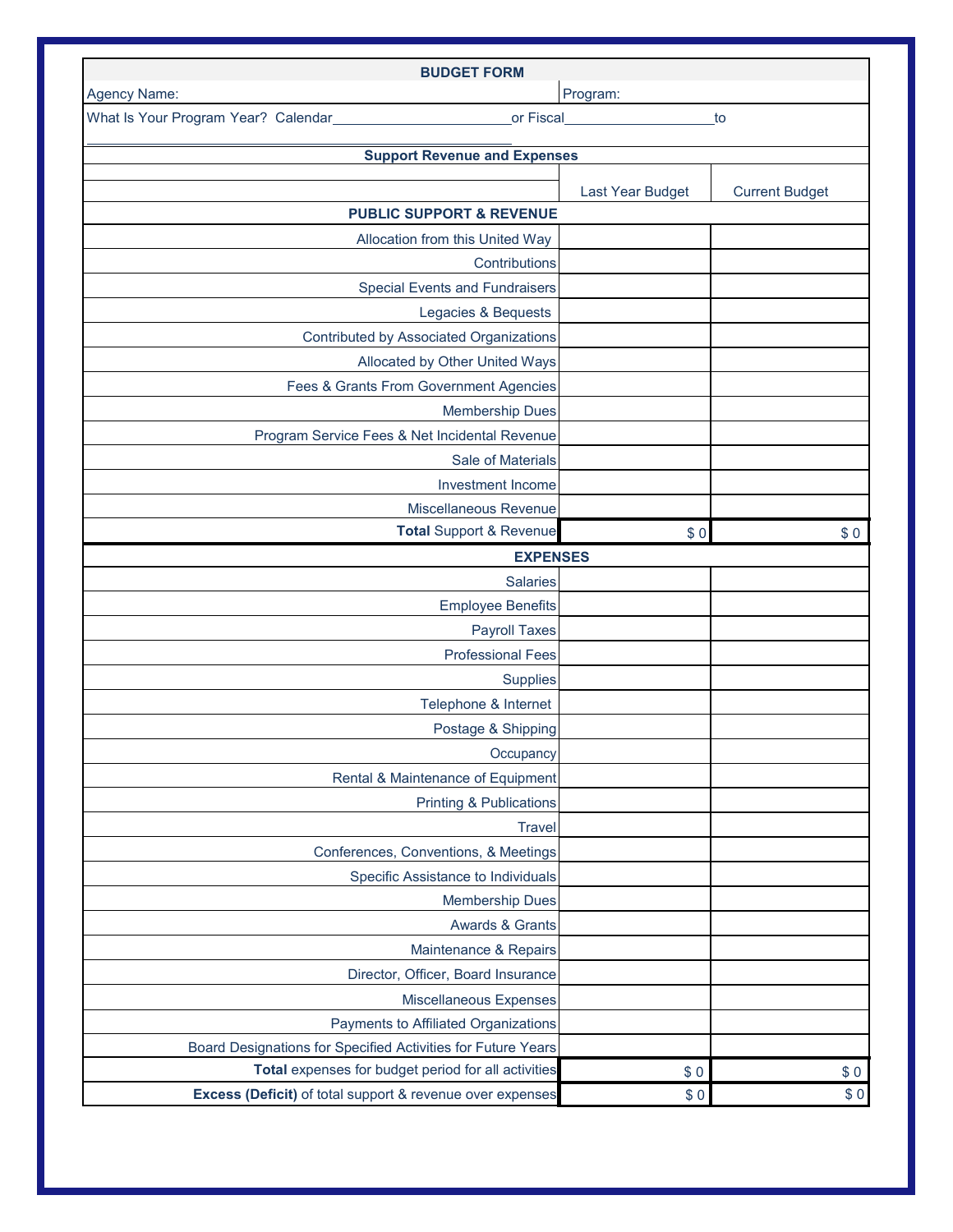## BUDGET FORM

Agency Name: Program:

What Is Your Program Year? Calendar________________________or Fiscal____________________to ________________________________________________________

**Support Revenue and Expenses**

| | Last Year Budget | Current Budget |
|---|---|---|
| **PUBLIC SUPPORT & REVENUE** | | |
| Allocation from this United Way | | |
| Contributions | | |
| Special Events and Fundraisers | | |
| Legacies & Bequests | | |
| Contributed by Associated Organizations | | |
| Allocated by Other United Ways | | |
| Fees & Grants From Government Agencies | | |
| Membership Dues | | |
| Program Service Fees & Net Incidental Revenue | | |
| Sale of Materials | | |
| Investment Income | | |
| Miscellaneous Revenue | | |
| **Total** Support & Revenue | $ 0 | $ 0 |
| **EXPENSES** | | |
| Salaries | | |
| Employee Benefits | | |
| Payroll Taxes | | |
| Professional Fees | | |
| Supplies | | |
| Telephone & Internet | | |
| Postage & Shipping | | |
| Occupancy | | |
| Rental & Maintenance of Equipment | | |
| Printing & Publications | | |
| Travel | | |
| Conferences, Conventions, & Meetings | | |
| Specific Assistance to Individuals | | |
| Membership Dues | | |
| Awards & Grants | | |
| Maintenance & Repairs | | |
| Director, Officer, Board Insurance | | |
| Miscellaneous Expenses | | |
| Payments to Affiliated Organizations | | |
| Board Designations for Specified Activities for Future Years | | |
| **Total** expenses for budget period for all activities | $ 0 | $ 0 |
| **Excess (Deficit)** of total support & revenue over expenses | $ 0 | $ 0 |